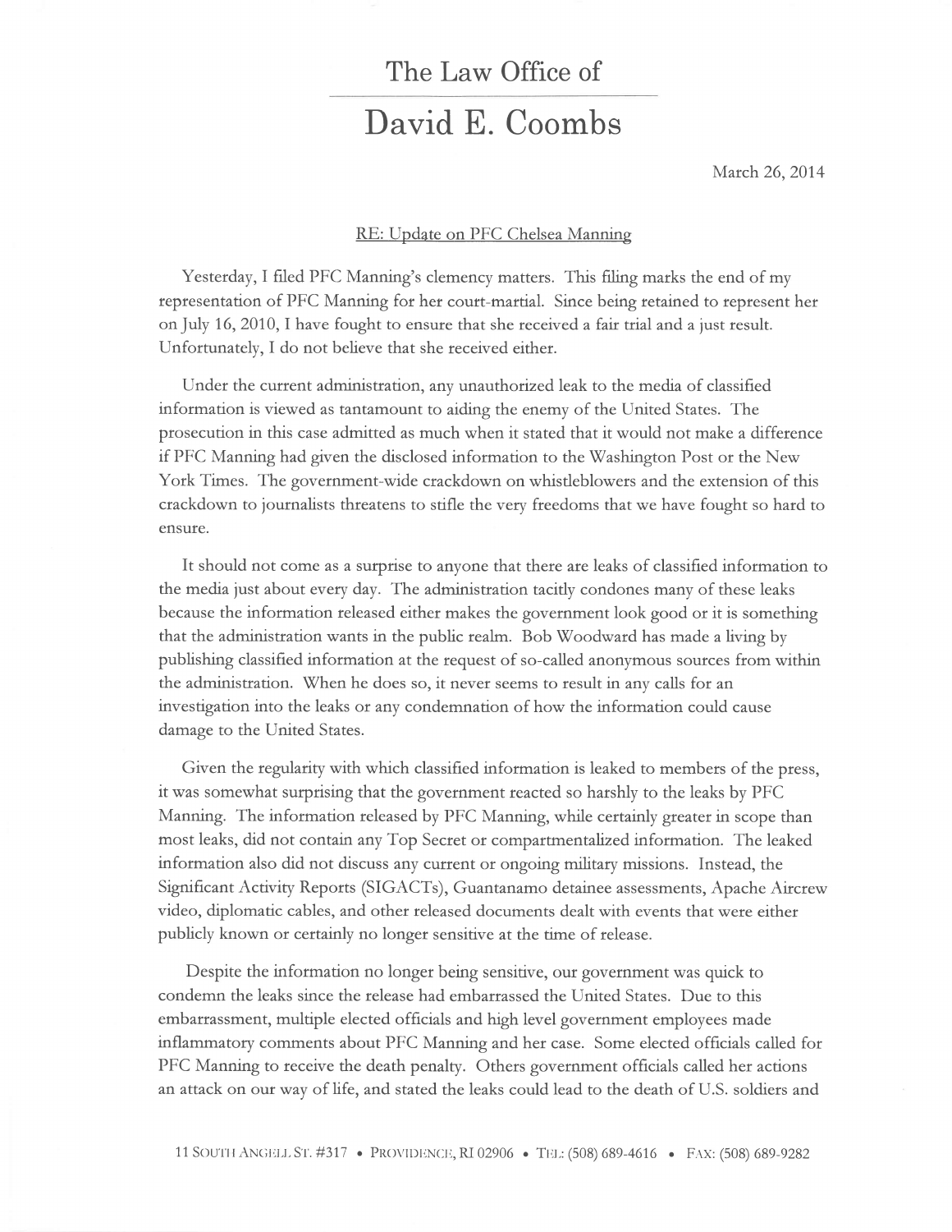# The Law Office of

# David E. Coombs

March 26, 2014

RE: Update on PFC Chelsea Manning

Yesterday, I filed PFC Manning's clemency matters. This filing marks the end of my representation of PFC Manning for her court-martial. Since being retained to represent her on July 16, 2010, I have fought to ensure that she received a fair trial and a just result. Unfortunately, I do not believe that she received either.

Under the current administration, any unauthorized leak to the media of classified information is viewed as tantamount to aiding the enemy of the United States. The prosecution in this case admitted as much when it stated that it would not make a difference if PFC Manning had given the disclosed information to the Washington Post or the New York Times. The government-wide crackdown on whistleblowers and the extension of this crackdown to journalists threatens to stifle the very freedoms that we have fought so hard to ensure.

It should not come as a surprise to anyone that there are leaks of classified information to the media just about every day. The administration tacitly condones many of these leaks because the information released either makes the government look good or it is something that the administration wants in the public realm. Bob Woodward has made a living by publishing classified information at the request of so-called anonymous sources from within the administration. When he does so, it never seems to result in any calls for an investigation into the leaks or any condemnation of how the information could cause damage to the United States.

Given the regularity with which classified information is leaked to members of the press, it was somewhat surprising that the government reacted so harshly to the leaks by PFC Manning. The information released by PFC Manning, while certainly greater in scope than most leaks, did not contain any Top Secret or compartmentalized information. The leaked information also did not discuss any current or ongoing military missions. Instead, the Significant Activity Reports (SIGACTs), Guantanamo detainee assessments, Apache Aircrew video, diplomatic cables, and other released documents dealt with events that were either publicly known or certainly no longer sensitive at the time of release.

Despite the information no longer being sensitive, our government was quick to condemn the leaks since the release had embarrassed the United States. Due to this embarrassment, multiple elected officials and high level government employees made inflammatory comments about PFC Manning and her case. Some elected officials called for PFC Manning to receive the death penalty. Others government officials called her actions an attack on our way of life, and stated the leaks could lead to the death of U.S. soldiers and

11 South Angell St. #317 • Providence, RI 02906 • Tel: (508) 689-4616 • Fax: (508) 689-9282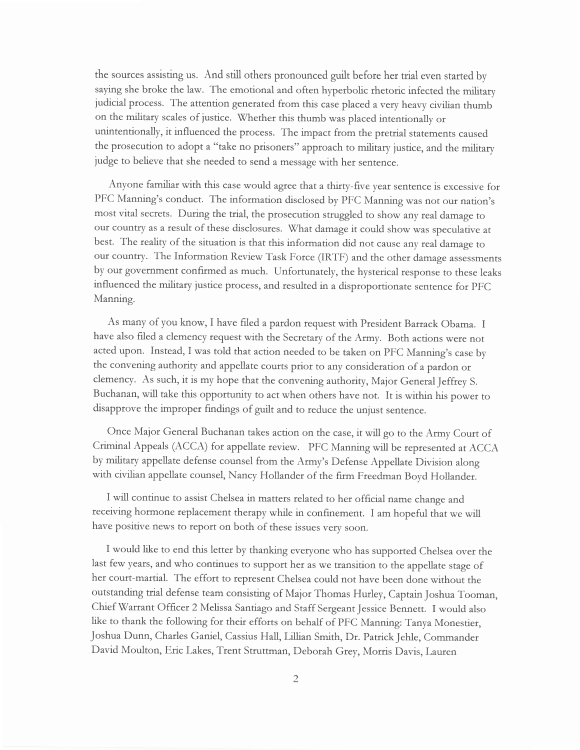the sources assisting us. And still others pronounced guilt before her trial even started by saying she broke the law. The emotional and often hyperbolic rhetoric infected the military judicial process. The attention generated from this case placed a very heavy civilian thumb on the military scales of justice. Whether this thumb was placed intentionally or unintentionally, it influenced the process. The impact from the pretrial statements caused the prosecution to adopt a "take no prisoners" approach to military justice, and the military judge to believe that she needed to send a message with her sentence.

Anyone familiar with this case would agree that a thirty-five year sentence is excessive for PFC Manning's conduct. The information disclosed by PFC Manning was not our nation's most vital secrets. During the trial, the prosecution struggled to show any real damage to our country as a result of these disclosures. What damage it could show was speculative at best. The reality of the situation is that this information did not cause any real damage to our country. The Information Review Task Force (IRTF) and the other damage assessments by our government confirmed as much. Unfortunately, the hysterical response to these leaks influenced the military justice process, and resulted in a disproportionate sentence for PFC Manning.

As many of you know, I have filed a pardon request with President Barrack Obama. I have also filed a clemency request with the Secretary of the Army. Both actions were not acted upon. Instead, I was told that action needed to be taken on PFC Manning's case by the convening authority and appellate courts prior to any consideration of a pardon or clemency. As such, it is my hope that the convening authority, Major General Jeffrey S. Buchanan, will take this opportunity to act when others have not. It is within his power to disapprove the improper findings of guilt and to reduce the unjust sentence.

Once Major General Buchanan takes action on the case, it will go to the Army Court of Criminal Appeals (ACCA) for appellate review. PFC Manning will be represented at ACCA by military appellate defense counsel from the Army's Defense Appellate Division along with civilian appellate counsel, Nancy Hollander of the firm Freedman Boyd Hollander.

I will continue to assist Chelsea in matters related to her official name change and receiving hormone replacement therapy while in confinement. I am hopeful that we will have positive news to report on both of these issues very soon.

I would like to end this letter by thanking everyone who has supported Chelsea over the last few years, and who continues to support her as we transition to the appellate stage of her court-martial. The effort to represent Chelsea could not have been done without the outstanding trial defense team consisting of Major Thomas Hurley, Captain Joshua Tooman, Chief Warrant Officer 2 Melissa Santiago and Staff Sergeant Jessice Bennett. I would also like to thank the following for their efforts on behalf of PFC Manning: Tanya Monestier, Joshua Dunn, Charles Ganiel, Cassius Hall, Lillian Smith, Dr. Patrick Jehle, Commander David Moulton, Eric Lakes, Trent Struttman, Deborah Grey, Morris Davis, Lauren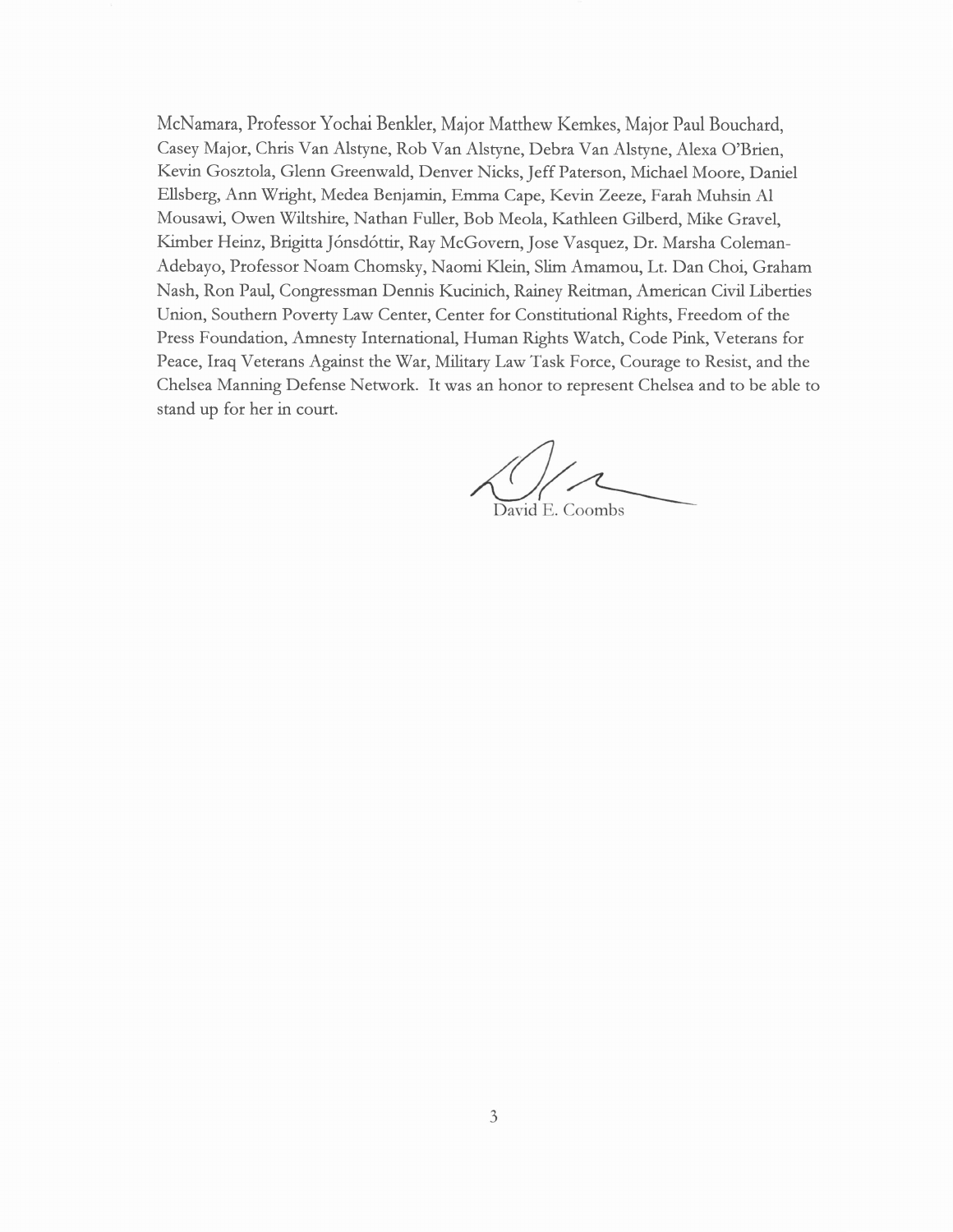McNamara, Professor Yochai Benkler, Major Matthew Kemkes, Major Paul Bouchard, Casey Major, Chris Van Alstyne, Rob Van Alstyne, Debra Van Alstyne, Alexa O'Brien, Kevin Gosztola, Glenn Greenwald, Denver Nicks, Jeff Paterson, Michael Moore, Daniel Ellsberg, Ann Wright, Medea Benjamin, Emma Cape, Kevin Zeeze, Farah Muhsin Al Mousawi, Owen Wiltshire, Nathan Fuller, Bob Meola, Kathleen Gilberd, Mike Gravel, Kimber Heinz, Brigitta Jónsdóttir, Ray McGovern, Jose Vasquez, Dr. Marsha Coleman-Adebayo, Professor Noam Chomsky, Naomi Klein, Slim Amamou, Lt. Dan Choi, Graham Nash, Ron Paul, Congressman Dennis Kucinich, Rainey Reitman, American Civil Liberties Union, Southern Poverty Law Center, Center for Constitutional Rights, Freedom of the Press Foundation, Amnesty International, Human Rights Watch, Code Pink, Veterans for Peace, Iraq Veterans Against the War, Military Law Task Force, Courage to Resist, and the Chelsea Manning Defense Network. It was an honor to represent Chelsea and to be able to stand up for her in court.

David E. Coombs